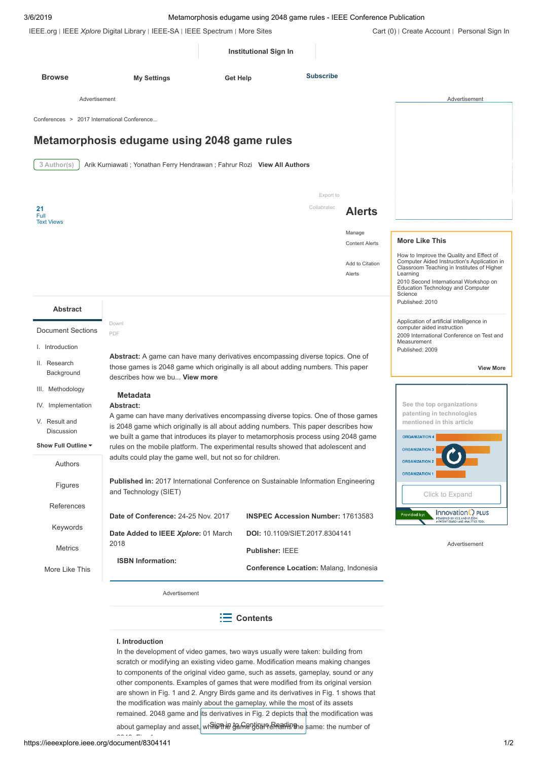# Metamorphosis edugame using 2048 game rules

Arik Kurniawati ; Yonathan Ferry Hendrawan ; Fahrur Rozi

**Abstract:** A game can have many derivatives encompassing diverse topics. One of those games is 2048 game which originally is all about adding numbers. This paper describes how we built a game that introduces its player to metamorphosis process using 2048 game rules on the mobile platform. The experimental results showed that adolescent and adults could play the game well, but not so for children.

**Published in:** 2017 International Conference on Sustainable Information Engineering and Technology (SIET)

**Date of Conference:** 24-25 Nov. 2017

**Date Added to IEEE *Xplore*:** 01 March 2018

**INSPEC Accession Number:** 17613583

**DOI:** 10.1109/SIET.2017.8304141

**Publisher:** IEEE

**Conference Location:** Malang, Indonesia

## I. Introduction

In the development of video games, two ways usually were taken: building from scratch or modifying an existing video game. Modification means making changes to components of the original video game, such as assets, gameplay, sound or any other components. Examples of games that were modified from its original version are shown in Fig. 1 and 2. Angry Birds game and its derivatives in Fig. 1 shows that the modification was mainly about the gameplay, while the most of its assets remained. 2048 game and its derivatives in Fig. 2 depicts that the modification was about gameplay and asset, while the game goal remains the same: the number of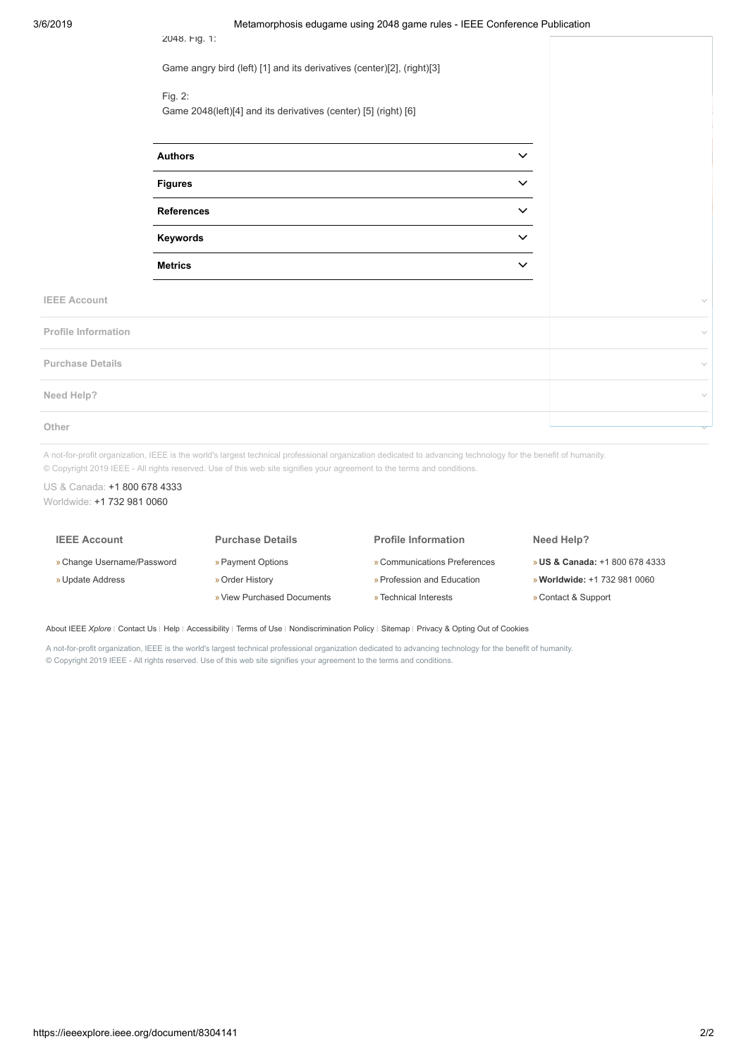2048. Fig. 1:

Game angry bird (left) [1] and its derivatives (center)[2], (right)[3]

Fig. 2:
Game 2048(left)[4] and its derivatives (center) [5] (right) [6]

**Authors**

**Figures**

**References**

**Keywords**

**Metrics**

**IEEE Account**

**Profile Information**

**Purchase Details**

**Need Help?**

**Other**

A not-for-profit organization, IEEE is the world's largest technical professional organization dedicated to advancing technology for the benefit of humanity.
© Copyright 2019 IEEE - All rights reserved. Use of this web site signifies your agreement to the terms and conditions.

US & Canada: +1 800 678 4333
Worldwide: +1 732 981 0060

**IEEE Account**

- » Change Username/Password
- » Update Address

**Purchase Details**

- » Payment Options
- » Order History
- » View Purchased Documents

**Profile Information**

- » Communications Preferences
- » Profession and Education
- » Technical Interests

**Need Help?**

- » **US & Canada:** +1 800 678 4333
- » **Worldwide:** +1 732 981 0060
- » Contact & Support

About IEEE *Xplore* | Contact Us | Help | Accessibility | Terms of Use | Nondiscrimination Policy | Sitemap | Privacy & Opting Out of Cookies

A not-for-profit organization, IEEE is the world's largest technical professional organization dedicated to advancing technology for the benefit of humanity.
© Copyright 2019 IEEE - All rights reserved. Use of this web site signifies your agreement to the terms and conditions.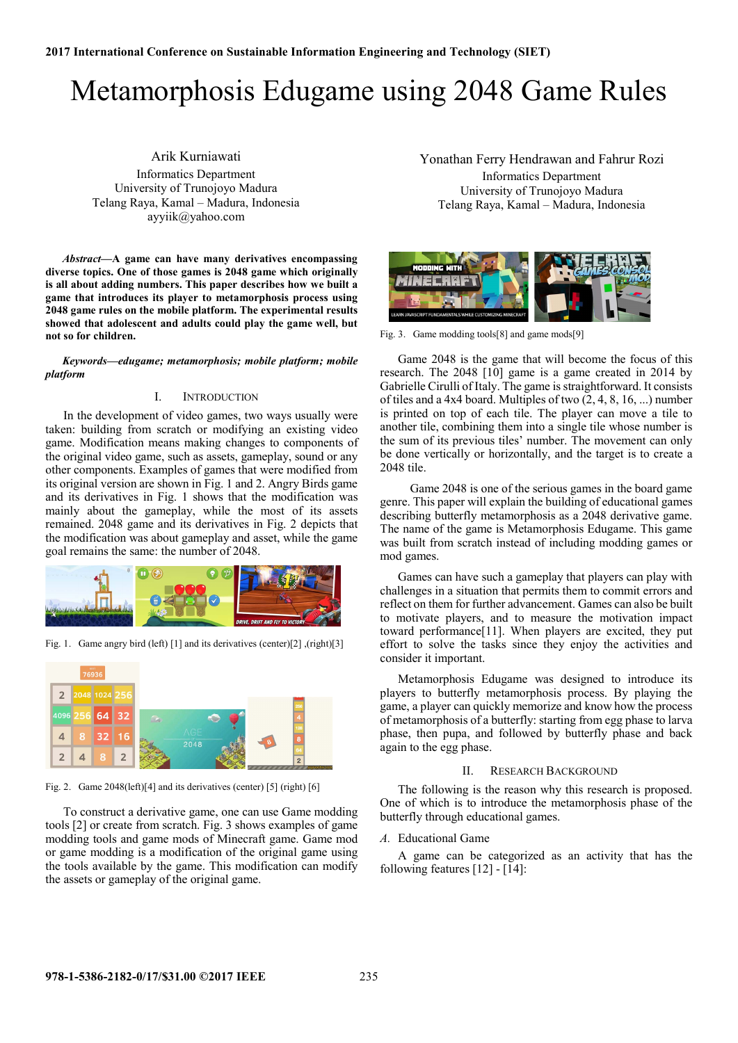2017 International Conference on Sustainable Information Engineering and Technology (SIET)

# Metamorphosis Edugame using 2048 Game Rules

Arik Kurniawati
Informatics Department
University of Trunojoyo Madura
Telang Raya, Kamal – Madura, Indonesia
ayyiik@yahoo.com

Yonathan Ferry Hendrawan and Fahrur Rozi
Informatics Department
University of Trunojoyo Madura
Telang Raya, Kamal – Madura, Indonesia

***Abstract*—A game can have many derivatives encompassing diverse topics. One of those games is 2048 game which originally is all about adding numbers. This paper describes how we built a game that introduces its player to metamorphosis process using 2048 game rules on the mobile platform. The experimental results showed that adolescent and adults could play the game well, but not so for children.**

***Keywords*—*edugame; metamorphosis; mobile platform; mobile platform***

## I. Introduction

In the development of video games, two ways usually were taken: building from scratch or modifying an existing video game. Modification means making changes to components of the original video game, such as assets, gameplay, sound or any other components. Examples of games that were modified from its original version are shown in Fig. 1 and 2. Angry Birds game and its derivatives in Fig. 1 shows that the modification was mainly about the gameplay, while the most of its assets remained. 2048 game and its derivatives in Fig. 2 depicts that the modification was about gameplay and asset, while the game goal remains the same: the number of 2048.

Fig. 1. Game angry bird (left) [1] and its derivatives (center)[2] ,(right)[3]

Fig. 2. Game 2048(left)[4] and its derivatives (center) [5] (right) [6]

To construct a derivative game, one can use Game modding tools [2] or create from scratch. Fig. 3 shows examples of game modding tools and game mods of Minecraft game. Game mod or game modding is a modification of the original game using the tools available by the game. This modification can modify the assets or gameplay of the original game.

Fig. 3. Game modding tools[8] and game mods[9]

Game 2048 is the game that will become the focus of this research. The 2048 [10] game is a game created in 2014 by Gabrielle Cirulli of Italy. The game is straightforward. It consists of tiles and a 4x4 board. Multiples of two (2, 4, 8, 16, ...) number is printed on top of each tile. The player can move a tile to another tile, combining them into a single tile whose number is the sum of its previous tiles' number. The movement can only be done vertically or horizontally, and the target is to create a 2048 tile.

Game 2048 is one of the serious games in the board game genre. This paper will explain the building of educational games describing butterfly metamorphosis as a 2048 derivative game. The name of the game is Metamorphosis Edugame. This game was built from scratch instead of including modding games or mod games.

Games can have such a gameplay that players can play with challenges in a situation that permits them to commit errors and reflect on them for further advancement. Games can also be built to motivate players, and to measure the motivation impact toward performance[11]. When players are excited, they put effort to solve the tasks since they enjoy the activities and consider it important.

Metamorphosis Edugame was designed to introduce its players to butterfly metamorphosis process. By playing the game, a player can quickly memorize and know how the process of metamorphosis of a butterfly: starting from egg phase to larva phase, then pupa, and followed by butterfly phase and back again to the egg phase.

## II. Research Background

The following is the reason why this research is proposed. One of which is to introduce the metamorphosis phase of the butterfly through educational games.

### A. Educational Game

A game can be categorized as an activity that has the following features [12] - [14]:

978-1-5386-2182-0/17/$31.00 ©2017 IEEE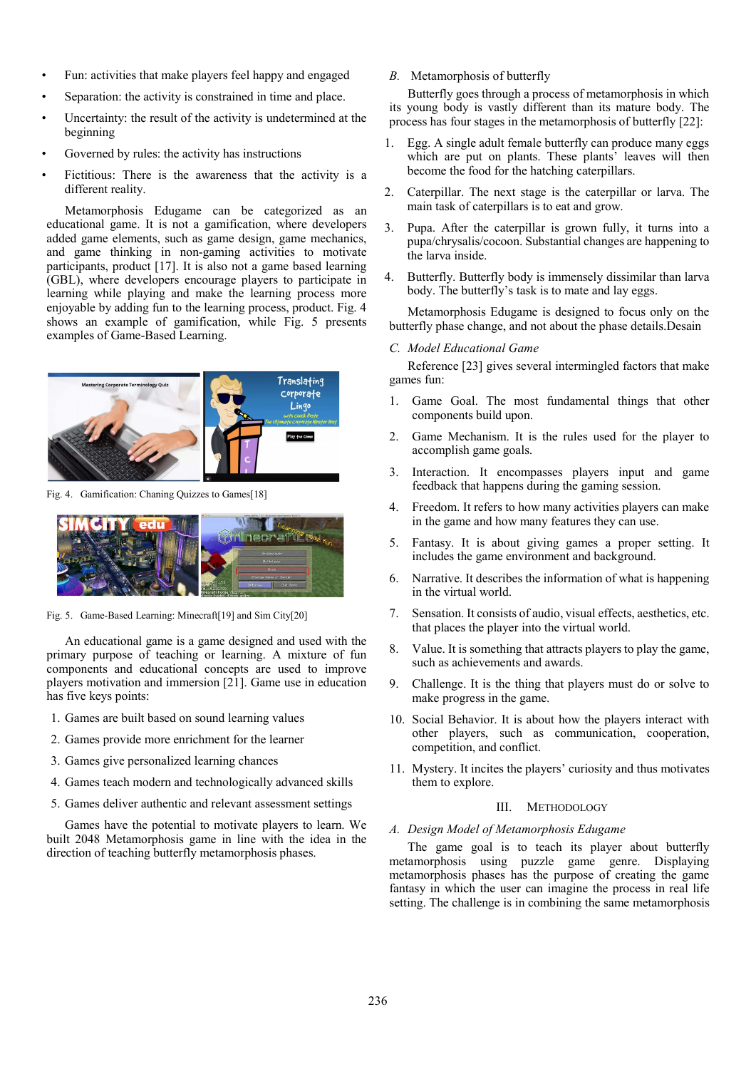- Fun: activities that make players feel happy and engaged
- Separation: the activity is constrained in time and place.
- Uncertainty: the result of the activity is undetermined at the beginning
- Governed by rules: the activity has instructions
- Fictitious: There is the awareness that the activity is a different reality.

Metamorphosis Edugame can be categorized as an educational game. It is not a gamification, where developers added game elements, such as game design, game mechanics, and game thinking in non-gaming activities to motivate participants, product [17]. It is also not a game based learning (GBL), where developers encourage players to participate in learning while playing and make the learning process more enjoyable by adding fun to the learning process, product. Fig. 4 shows an example of gamification, while Fig. 5 presents examples of Game-Based Learning.

Fig. 4. Gamification: Chaning Quizzes to Games[18]

Fig. 5. Game-Based Learning: Minecraft[19] and Sim City[20]

An educational game is a game designed and used with the primary purpose of teaching or learning. A mixture of fun components and educational concepts are used to improve players motivation and immersion [21]. Game use in education has five keys points:

1. Games are built based on sound learning values
2. Games provide more enrichment for the learner
3. Games give personalized learning chances
4. Games teach modern and technologically advanced skills
5. Games deliver authentic and relevant assessment settings

Games have the potential to motivate players to learn. We built 2048 Metamorphosis game in line with the idea in the direction of teaching butterfly metamorphosis phases.

### B. Metamorphosis of butterfly

Butterfly goes through a process of metamorphosis in which its young body is vastly different than its mature body. The process has four stages in the metamorphosis of butterfly [22]:

1. Egg. A single adult female butterfly can produce many eggs which are put on plants. These plants' leaves will then become the food for the hatching caterpillars.
2. Caterpillar. The next stage is the caterpillar or larva. The main task of caterpillars is to eat and grow.
3. Pupa. After the caterpillar is grown fully, it turns into a pupa/chrysalis/cocoon. Substantial changes are happening to the larva inside.
4. Butterfly. Butterfly body is immensely dissimilar than larva body. The butterfly's task is to mate and lay eggs.

Metamorphosis Edugame is designed to focus only on the butterfly phase change, and not about the phase details.Desain

### C. Model Educational Game

Reference [23] gives several intermingled factors that make games fun:

1. Game Goal. The most fundamental things that other components build upon.
2. Game Mechanism. It is the rules used for the player to accomplish game goals.
3. Interaction. It encompasses players input and game feedback that happens during the gaming session.
4. Freedom. It refers to how many activities players can make in the game and how many features they can use.
5. Fantasy. It is about giving games a proper setting. It includes the game environment and background.
6. Narrative. It describes the information of what is happening in the virtual world.
7. Sensation. It consists of audio, visual effects, aesthetics, etc. that places the player into the virtual world.
8. Value. It is something that attracts players to play the game, such as achievements and awards.
9. Challenge. It is the thing that players must do or solve to make progress in the game.
10. Social Behavior. It is about how the players interact with other players, such as communication, cooperation, competition, and conflict.
11. Mystery. It incites the players' curiosity and thus motivates them to explore.

## III. Methodology

### A. Design Model of Metamorphosis Edugame

The game goal is to teach its player about butterfly metamorphosis using puzzle game genre. Displaying metamorphosis phases has the purpose of creating the game fantasy in which the user can imagine the process in real life setting. The challenge is in combining the same metamorphosis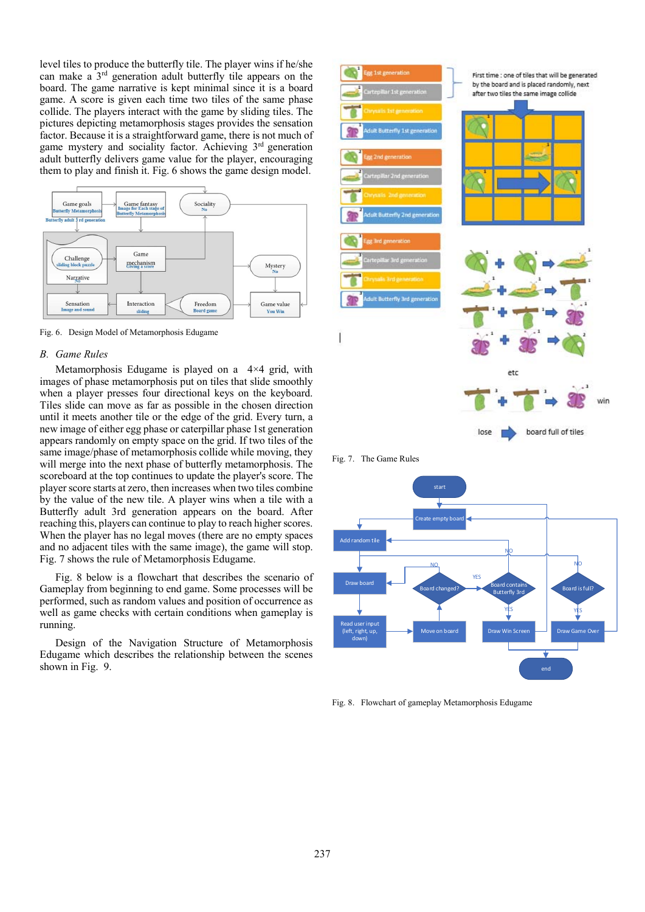level tiles to produce the butterfly tile. The player wins if he/she can make a 3rd generation adult butterfly tile appears on the board. The game narrative is kept minimal since it is a board game. A score is given each time two tiles of the same phase collide. The players interact with the game by sliding tiles. The pictures depicting metamorphosis stages provides the sensation factor. Because it is a straightforward game, there is not much of game mystery and sociality factor. Achieving 3rd generation adult butterfly delivers game value for the player, encouraging them to play and finish it. Fig. 6 shows the game design model.

Fig. 6. Design Model of Metamorphosis Edugame

## B. Game Rules

Metamorphosis Edugame is played on a 4×4 grid, with images of phase metamorphosis put on tiles that slide smoothly when a player presses four directional keys on the keyboard. Tiles slide can move as far as possible in the chosen direction until it meets another tile or the edge of the grid. Every turn, a new image of either egg phase or caterpillar phase 1st generation appears randomly on empty space on the grid. If two tiles of the same image/phase of metamorphosis collide while moving, they will merge into the next phase of butterfly metamorphosis. The scoreboard at the top continues to update the player's score. The player score starts at zero, then increases when two tiles combine by the value of the new tile. A player wins when a tile with a Butterfly adult 3rd generation appears on the board. After reaching this, players can continue to play to reach higher scores. When the player has no legal moves (there are no empty spaces and no adjacent tiles with the same image), the game will stop. Fig. 7 shows the rule of Metamorphosis Edugame.

Fig. 8 below is a flowchart that describes the scenario of Gameplay from beginning to end game. Some processes will be performed, such as random values and position of occurrence as well as game checks with certain conditions when gameplay is running.

Design of the Navigation Structure of Metamorphosis Edugame which describes the relationship between the scenes shown in Fig. 9.

Fig. 7. The Game Rules

Fig. 8. Flowchart of gameplay Metamorphosis Edugame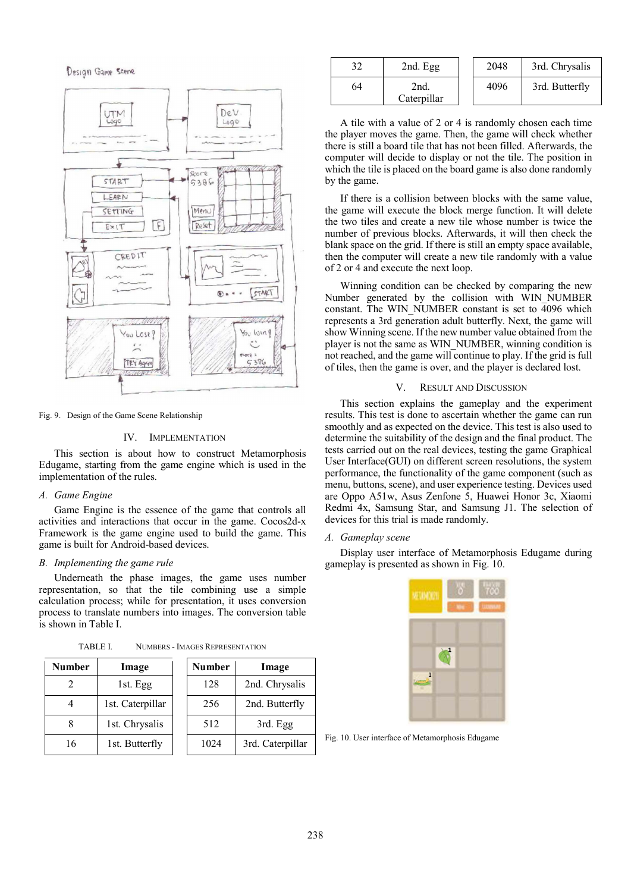Fig. 9. Design of the Game Scene Relationship

## IV. Implementation

This section is about how to construct Metamorphosis Edugame, starting from the game engine which is used in the implementation of the rules.

### A. Game Engine

Game Engine is the essence of the game that controls all activities and interactions that occur in the game. Cocos2d-x Framework is the game engine used to build the game. This game is built for Android-based devices.

### B. Implementing the game rule

Underneath the phase images, the game uses number representation, so that the tile combining use a simple calculation process; while for presentation, it uses conversion process to translate numbers into images. The conversion table is shown in Table I.

TABLE I. Numbers - Images Representation

| Number | Image | Number | Image | Number | Image | Number | Image |
|---|---|---|---|---|---|---|---|
| 2 | 1st. Egg | 128 | 2nd. Chrysalis | 32 | 2nd. Egg | 2048 | 3rd. Chrysalis |
| 4 | 1st. Caterpillar | 256 | 2nd. Butterfly | 64 | 2nd. Caterpillar | 4096 | 3rd. Butterfly |
| 8 | 1st. Chrysalis | 512 | 3rd. Egg | | | | |
| 16 | 1st. Butterfly | 1024 | 3rd. Caterpillar | | | | |

A tile with a value of 2 or 4 is randomly chosen each time the player moves the game. Then, the game will check whether there is still a board tile that has not been filled. Afterwards, the computer will decide to display or not the tile. The position in which the tile is placed on the board game is also done randomly by the game.

If there is a collision between blocks with the same value, the game will execute the block merge function. It will delete the two tiles and create a new tile whose number is twice the number of previous blocks. Afterwards, it will then check the blank space on the grid. If there is still an empty space available, then the computer will create a new tile randomly with a value of 2 or 4 and execute the next loop.

Winning condition can be checked by comparing the new Number generated by the collision with WIN_NUMBER constant. The WIN_NUMBER constant is set to 4096 which represents a 3rd generation adult butterfly. Next, the game will show Winning scene. If the new number value obtained from the player is not the same as WIN_NUMBER, winning condition is not reached, and the game will continue to play. If the grid is full of tiles, then the game is over, and the player is declared lost.

## V. Result and Discussion

This section explains the gameplay and the experiment results. This test is done to ascertain whether the game can run smoothly and as expected on the device. This test is also used to determine the suitability of the design and the final product. The tests carried out on the real devices, testing the game Graphical User Interface(GUI) on different screen resolutions, the system performance, the functionality of the game component (such as menu, buttons, scene), and user experience testing. Devices used are Oppo A51w, Asus Zenfone 5, Huawei Honor 3c, Xiaomi Redmi 4x, Samsung Star, and Samsung J1. The selection of devices for this trial is made randomly.

### A. Gameplay scene

Display user interface of Metamorphosis Edugame during gameplay is presented as shown in Fig. 10.

Fig. 10. User interface of Metamorphosis Edugame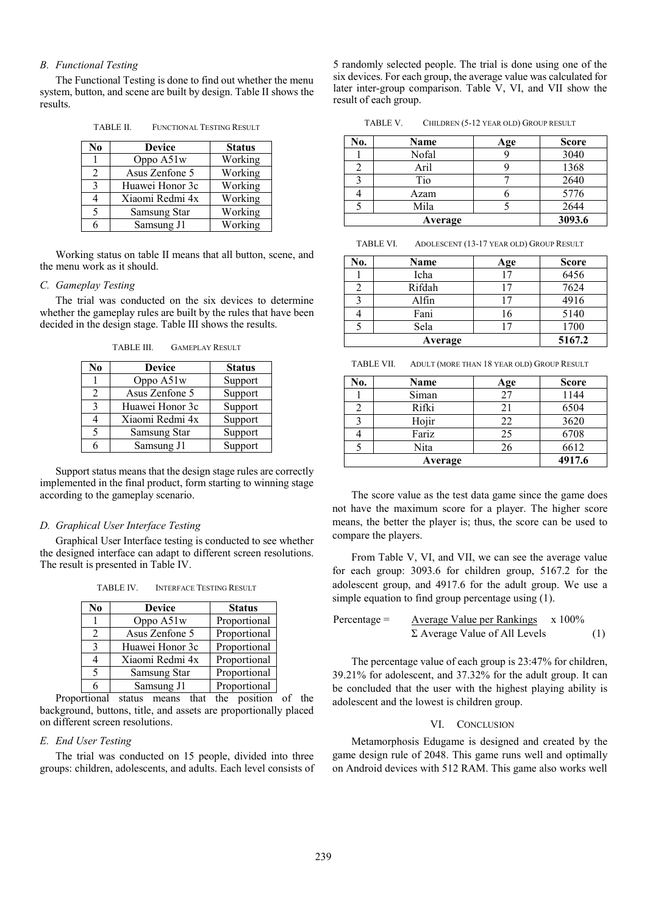### B. Functional Testing

The Functional Testing is done to find out whether the menu system, button, and scene are built by design. Table II shows the results.

TABLE II. FUNCTIONAL TESTING RESULT

| No | Device | Status |
|---|---|---|
| 1 | Oppo A51w | Working |
| 2 | Asus Zenfone 5 | Working |
| 3 | Huawei Honor 3c | Working |
| 4 | Xiaomi Redmi 4x | Working |
| 5 | Samsung Star | Working |
| 6 | Samsung J1 | Working |

Working status on table II means that all button, scene, and the menu work as it should.

### C. Gameplay Testing

The trial was conducted on the six devices to determine whether the gameplay rules are built by the rules that have been decided in the design stage. Table III shows the results.

TABLE III. GAMEPLAY RESULT

| No | Device | Status |
|---|---|---|
| 1 | Oppo A51w | Support |
| 2 | Asus Zenfone 5 | Support |
| 3 | Huawei Honor 3c | Support |
| 4 | Xiaomi Redmi 4x | Support |
| 5 | Samsung Star | Support |
| 6 | Samsung J1 | Support |

Support status means that the design stage rules are correctly implemented in the final product, form starting to winning stage according to the gameplay scenario.

### D. Graphical User Interface Testing

Graphical User Interface testing is conducted to see whether the designed interface can adapt to different screen resolutions. The result is presented in Table IV.

TABLE IV. INTERFACE TESTING RESULT

| No | Device | Status |
|---|---|---|
| 1 | Oppo A51w | Proportional |
| 2 | Asus Zenfone 5 | Proportional |
| 3 | Huawei Honor 3c | Proportional |
| 4 | Xiaomi Redmi 4x | Proportional |
| 5 | Samsung Star | Proportional |
| 6 | Samsung J1 | Proportional |

Proportional status means that the position of the background, buttons, title, and assets are proportionally placed on different screen resolutions.

### E. End User Testing

The trial was conducted on 15 people, divided into three groups: children, adolescents, and adults. Each level consists of 5 randomly selected people. The trial is done using one of the six devices. For each group, the average value was calculated for later inter-group comparison. Table V, VI, and VII show the result of each group.

TABLE V. CHILDREN (5-12 YEAR OLD) GROUP RESULT

| No. | Name | Age | Score |
|---|---|---|---|
| 1 | Nofal | 9 | 3040 |
| 2 | Aril | 9 | 1368 |
| 3 | Tio | 7 | 2640 |
| 4 | Azam | 6 | 5776 |
| 5 | Mila | 5 | 2644 |
| **Average** | | | **3093.6** |

TABLE VI. ADOLESCENT (13-17 YEAR OLD) GROUP RESULT

| No. | Name | Age | Score |
|---|---|---|---|
| 1 | Icha | 17 | 6456 |
| 2 | Rifdah | 17 | 7624 |
| 3 | Alfin | 17 | 4916 |
| 4 | Fani | 16 | 5140 |
| 5 | Sela | 17 | 1700 |
| **Average** | | | **5167.2** |

TABLE VII. ADULT (MORE THAN 18 YEAR OLD) GROUP RESULT

| No. | Name | Age | Score |
|---|---|---|---|
| 1 | Siman | 27 | 1144 |
| 2 | Rifki | 21 | 6504 |
| 3 | Hojir | 22 | 3620 |
| 4 | Fariz | 25 | 6708 |
| 5 | Nita | 26 | 6612 |
| **Average** | | | **4917.6** |

The score value as the test data game since the game does not have the maximum score for a player. The higher score means, the better the player is; thus, the score can be used to compare the players.

From Table V, VI, and VII, we can see the average value for each group: 3093.6 for children group, 5167.2 for the adolescent group, and 4917.6 for the adult group. We use a simple equation to find group percentage using (1).

$$\text{Percentage} = \frac{\text{Average Value per Rankings}}{\Sigma \text{ Average Value of All Levels}} \times 100\% \quad (1)$$

The percentage value of each group is 23:47% for children, 39.21% for adolescent, and 37.32% for the adult group. It can be concluded that the user with the highest playing ability is adolescent and the lowest is children group.

## VI. CONCLUSION

Metamorphosis Edugame is designed and created by the game design rule of 2048. This game runs well and optimally on Android devices with 512 RAM. This game also works well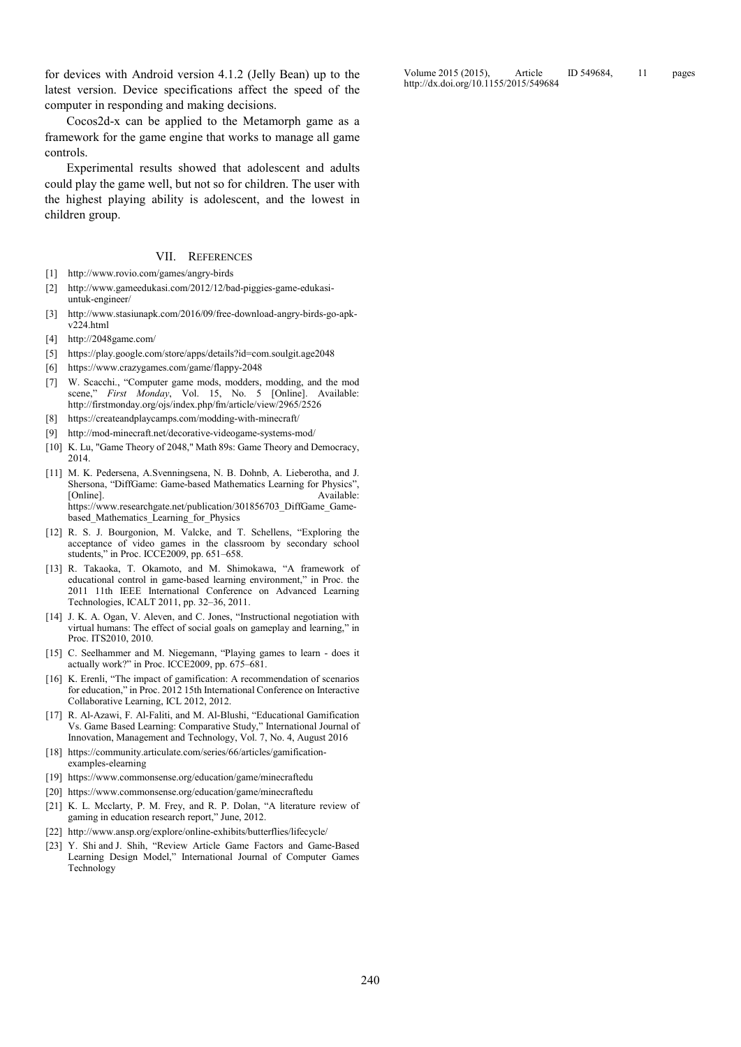for devices with Android version 4.1.2 (Jelly Bean) up to the latest version. Device specifications affect the speed of the computer in responding and making decisions.

Cocos2d-x can be applied to the Metamorph game as a framework for the game engine that works to manage all game controls.

Experimental results showed that adolescent and adults could play the game well, but not so for children. The user with the highest playing ability is adolescent, and the lowest in children group.

## VII. REFERENCES

[1] http://www.rovio.com/games/angry-birds

[2] http://www.gameedukasi.com/2012/12/bad-piggies-game-edukasi-untuk-engineer/

[3] http://www.stasiunapk.com/2016/09/free-download-angry-birds-go-apk-v224.html

[4] http://2048game.com/

[5] https://play.google.com/store/apps/details?id=com.soulgit.age2048

[6] https://www.crazygames.com/game/flappy-2048

[7] W. Scacchi., "Computer game mods, modders, modding, and the mod scene," *First Monday*, Vol. 15, No. 5 [Online]. Available: http://firstmonday.org/ojs/index.php/fm/article/view/2965/2526

[8] https://createandplaycamps.com/modding-with-minecraft/

[9] http://mod-minecraft.net/decorative-videogame-systems-mod/

[10] K. Lu, "Game Theory of 2048," Math 89s: Game Theory and Democracy, 2014.

[11] M. K. Pedersena, A.Svenningsena, N. B. Dohnb, A. Lieberotha, and J. Shersona, "DiffGame: Game-based Mathematics Learning for Physics", [Online]. Available: https://www.researchgate.net/publication/301856703_DiffGame_Game-based_Mathematics_Learning_for_Physics

[12] R. S. J. Bourgonion, M. Valcke, and T. Schellens, "Exploring the acceptance of video games in the classroom by secondary school students," in Proc. ICCE2009, pp. 651–658.

[13] R. Takaoka, T. Okamoto, and M. Shimokawa, "A framework of educational control in game-based learning environment," in Proc. the 2011 11th IEEE International Conference on Advanced Learning Technologies, ICALT 2011, pp. 32–36, 2011.

[14] J. K. A. Ogan, V. Aleven, and C. Jones, "Instructional negotiation with virtual humans: The effect of social goals on gameplay and learning," in Proc. ITS2010, 2010.

[15] C. Seelhammer and M. Niegemann, "Playing games to learn - does it actually work?" in Proc. ICCE2009, pp. 675–681.

[16] K. Erenli, "The impact of gamification: A recommendation of scenarios for education," in Proc. 2012 15th International Conference on Interactive Collaborative Learning, ICL 2012, 2012.

[17] R. Al-Azawi, F. Al-Faliti, and M. Al-Blushi, "Educational Gamification Vs. Game Based Learning: Comparative Study," International Journal of Innovation, Management and Technology, Vol. 7, No. 4, August 2016

[18] https://community.articulate.com/series/66/articles/gamification-examples-elearning

[19] https://www.commonsense.org/education/game/minecraftedu

[20] https://www.commonsense.org/education/game/minecraftedu

[21] K. L. Mcclarty, P. M. Frey, and R. P. Dolan, "A literature review of gaming in education research report," June, 2012.

[22] http://www.ansp.org/explore/online-exhibits/butterflies/lifecycle/

[23] Y. Shi and J. Shih, "Review Article Game Factors and Game-Based Learning Design Model," International Journal of Computer Games Technology Volume 2015 (2015), Article ID 549684, 11 pages http://dx.doi.org/10.1155/2015/549684